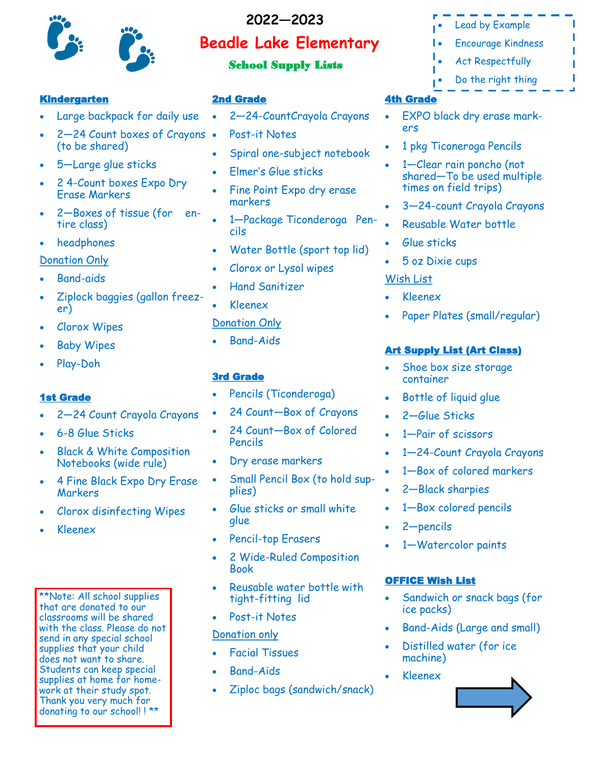# 2022—2023

# Beadle Lake Elementary

## School Supply Lists

- Lead by Example
- Encourage Kindness
- Act Respectfully
- Do the right thing

### Kindergarten

- Large backpack for daily use
- 2—24 Count boxes of Crayons (to be shared)
- 5—Large glue sticks
- 2 4-Count boxes Expo Dry Erase Markers
- 2—Boxes of tissue (for entire class)
- headphones

Donation Only

- Band-aids
- Ziplock baggies (gallon freezer)
- Clorox Wipes
- Baby Wipes
- Play-Doh

### 1st Grade

- 2—24 Count Crayola Crayons
- 6-8 Glue Sticks
- Black & White Composition Notebooks (wide rule)
- 4 Fine Black Expo Dry Erase Markers
- Clorox disinfecting Wipes
- Kleenex

**Note: All school supplies that are donated to our classrooms will be shared with the class. Please do not send in any special school supplies that your child does not want to share. Students can keep special supplies at home for homework at their study spot. Thank you very much for donating to our school! ! **

### 2nd Grade

- 2—24-CountCrayola Crayons
- Post-it Notes
- Spiral one-subject notebook
- Elmer's Glue sticks
- Fine Point Expo dry erase markers
- 1—Package Ticonderoga Pencils
- Water Bottle (sport top lid)
- Clorox or Lysol wipes
- Hand Sanitizer
- Kleenex

Donation Only

- Band-Aids

### 3rd Grade

- Pencils (Ticonderoga)
- 24 Count—Box of Crayons
- 24 Count—Box of Colored Pencils
- Dry erase markers
- Small Pencil Box (to hold supplies)
- Glue sticks or small white glue
- Pencil-top Erasers
- 2 Wide-Ruled Composition Book
- Reusable water bottle with tight-fitting lid
- Post-it Notes

Donation only

- Facial Tissues
- Band-Aids
- Ziploc bags (sandwich/snack)

### 4th Grade

- EXPO black dry erase markers
- 1 pkg Ticoneroga Pencils
- 1—Clear rain poncho (not shared—To be used multiple times on field trips)
- 3—24-count Crayola Crayons
- Reusable Water bottle
- Glue sticks
- 5 oz Dixie cups

Wish List

- Kleenex
- Paper Plates (small/regular)

### Art Supply List (Art Class)

- Shoe box size storage container
- Bottle of liquid glue
- 2—Glue Sticks
- 1—Pair of scissors
- 1—24-Count Crayola Crayons
- 1—Box of colored markers
- 2—Black sharpies
- 1—Box colored pencils
- 2—pencils
- 1—Watercolor paints

### OFFICE Wish List

- Sandwich or snack bags (for ice packs)
- Band-Aids (Large and small)
- Distilled water (for ice machine)
- Kleenex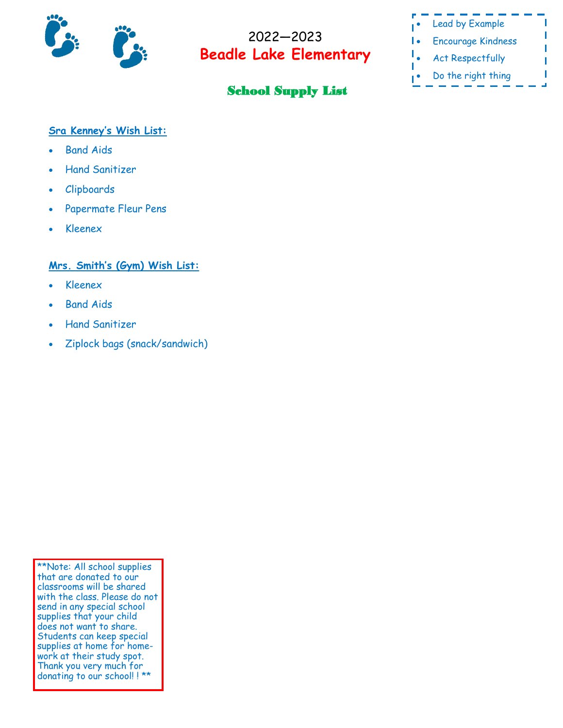2022—2023

# Beadle Lake Elementary

- Lead by Example
- Encourage Kindness
- Act Respectfully
- Do the right thing

## School Supply List

**Sra Kenney's Wish List:**

- Band Aids
- Hand Sanitizer
- Clipboards
- Papermate Fleur Pens
- Kleenex

**Mrs. Smith's (Gym) Wish List:**

- Kleenex
- Band Aids
- Hand Sanitizer
- Ziplock bags (snack/sandwich)

**Note: All school supplies that are donated to our classrooms will be shared with the class. Please do not send in any special school supplies that your child does not want to share. Students can keep special supplies at home for homework at their study spot. Thank you very much for donating to our school! ! **